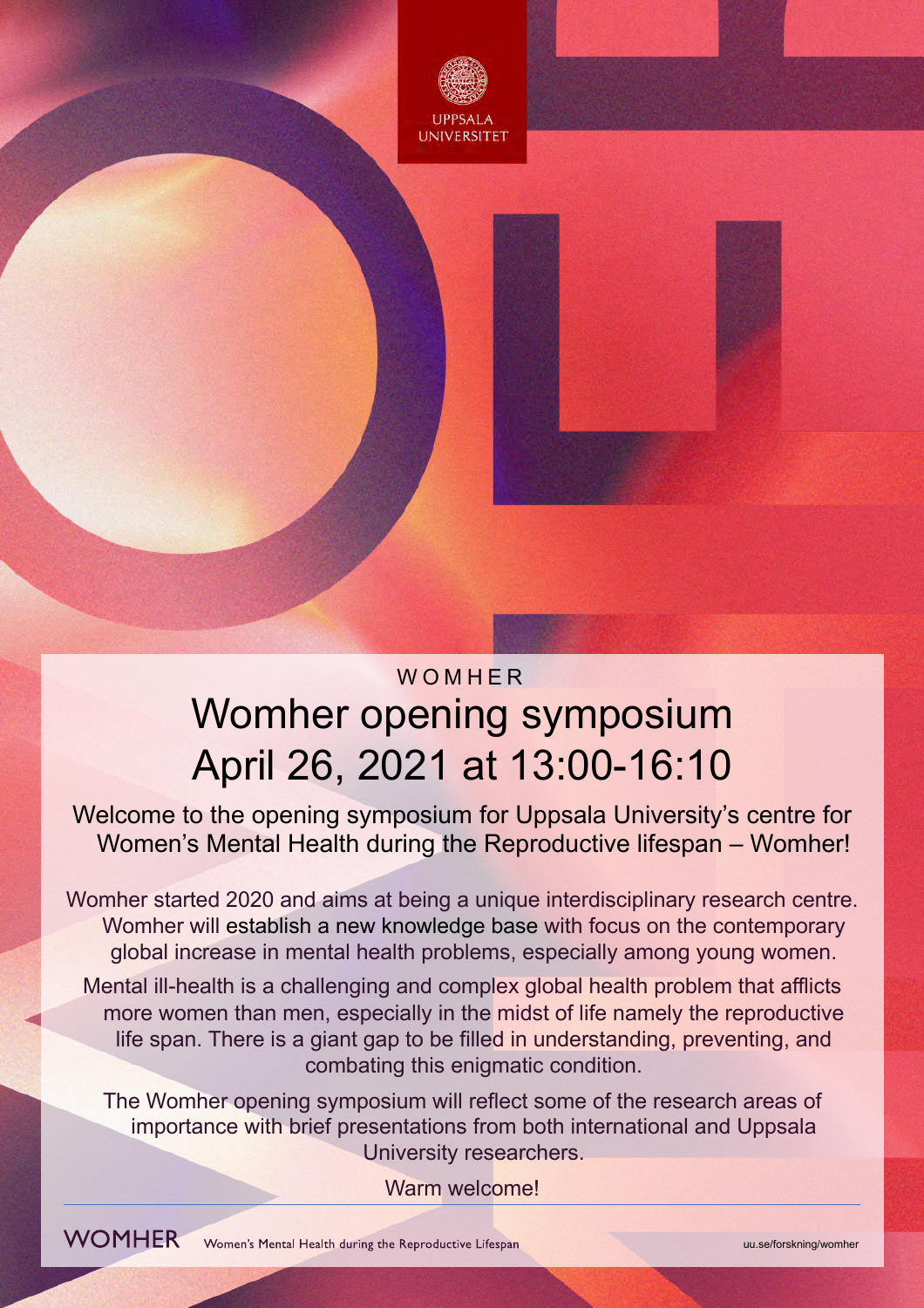UPPSALA UNIVERSITET

WOMHER

# Womher opening symposium
# April 26, 2021 at 13:00-16:10

Welcome to the opening symposium for Uppsala University's centre for Women's Mental Health during the Reproductive lifespan – Womher!

Womher started 2020 and aims at being a unique interdisciplinary research centre. Womher will establish a new knowledge base with focus on the contemporary global increase in mental health problems, especially among young women.

Mental ill-health is a challenging and complex global health problem that afflicts more women than men, especially in the midst of life namely the reproductive life span. There is a giant gap to be filled in understanding, preventing, and combating this enigmatic condition.

The Womher opening symposium will reflect some of the research areas of importance with brief presentations from both international and Uppsala University researchers.

Warm welcome!

WOMHER Women's Mental Health during the Reproductive Lifespan

uu.se/forskning/womher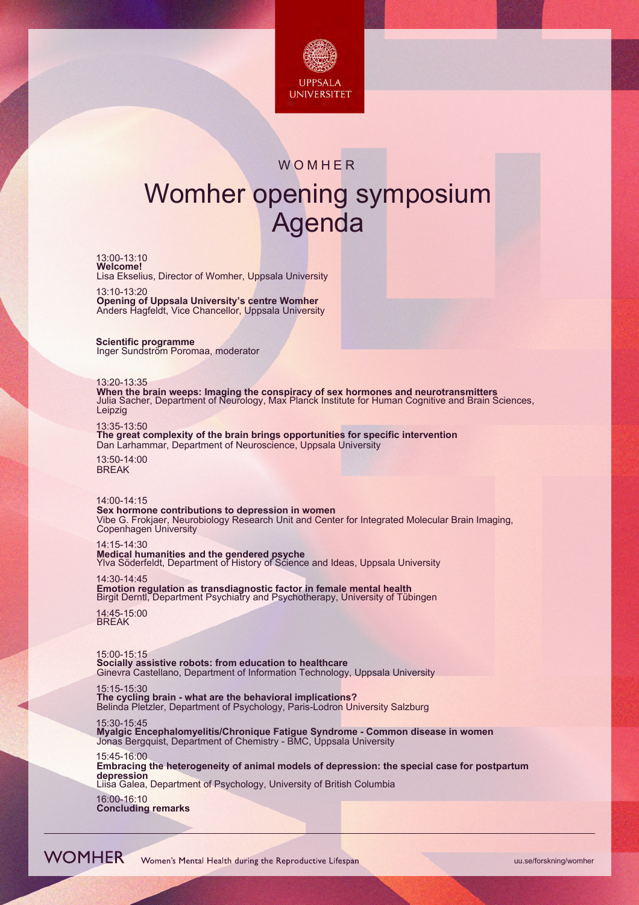UPPSALA UNIVERSITET

WOMHER

# Womher opening symposium Agenda

13:00-13:10
**Welcome!**
Lisa Ekselius, Director of Womher, Uppsala University

13:10-13:20
**Opening of Uppsala University's centre Womher**
Anders Hagfeldt, Vice Chancellor, Uppsala University

**Scientific programme**
Inger Sundström Poromaa, moderator

13:20-13:35
**When the brain weeps: Imaging the conspiracy of sex hormones and neurotransmitters**
Julia Sacher, Department of Neurology, Max Planck Institute for Human Cognitive and Brain Sciences, Leipzig

13:35-13:50
**The great complexity of the brain brings opportunities for specific intervention**
Dan Larhammar, Department of Neuroscience, Uppsala University

13:50-14:00
BREAK

14:00-14:15
**Sex hormone contributions to depression in women**
Vibe G. Frokjaer, Neurobiology Research Unit and Center for Integrated Molecular Brain Imaging, Copenhagen University

14:15-14:30
**Medical humanities and the gendered psyche**
Ylva Söderfeldt, Department of History of Science and Ideas, Uppsala University

14:30-14:45
**Emotion regulation as transdiagnostic factor in female mental health**
Birgit Derntl, Department Psychiatry and Psychotherapy, University of Tübingen

14:45-15:00
BREAK

15:00-15:15
**Socially assistive robots: from education to healthcare**
Ginevra Castellano, Department of Information Technology, Uppsala University

15:15-15:30
**The cycling brain - what are the behavioral implications?**
Belinda Pletzler, Department of Psychology, Paris-Lodron University Salzburg

15:30-15:45
**Myalgic Encephalomyelitis/Chronique Fatigue Syndrome - Common disease in women**
Jonas Bergquist, Department of Chemistry - BMC, Uppsala University

15:45-16:00
**Embracing the heterogeneity of animal models of depression: the special case for postpartum depression**
Liisa Galea, Department of Psychology, University of British Columbia

16:00-16:10
**Concluding remarks**

WOMHER Women's Mental Health during the Reproductive Lifespan

uu.se/forskning/womher